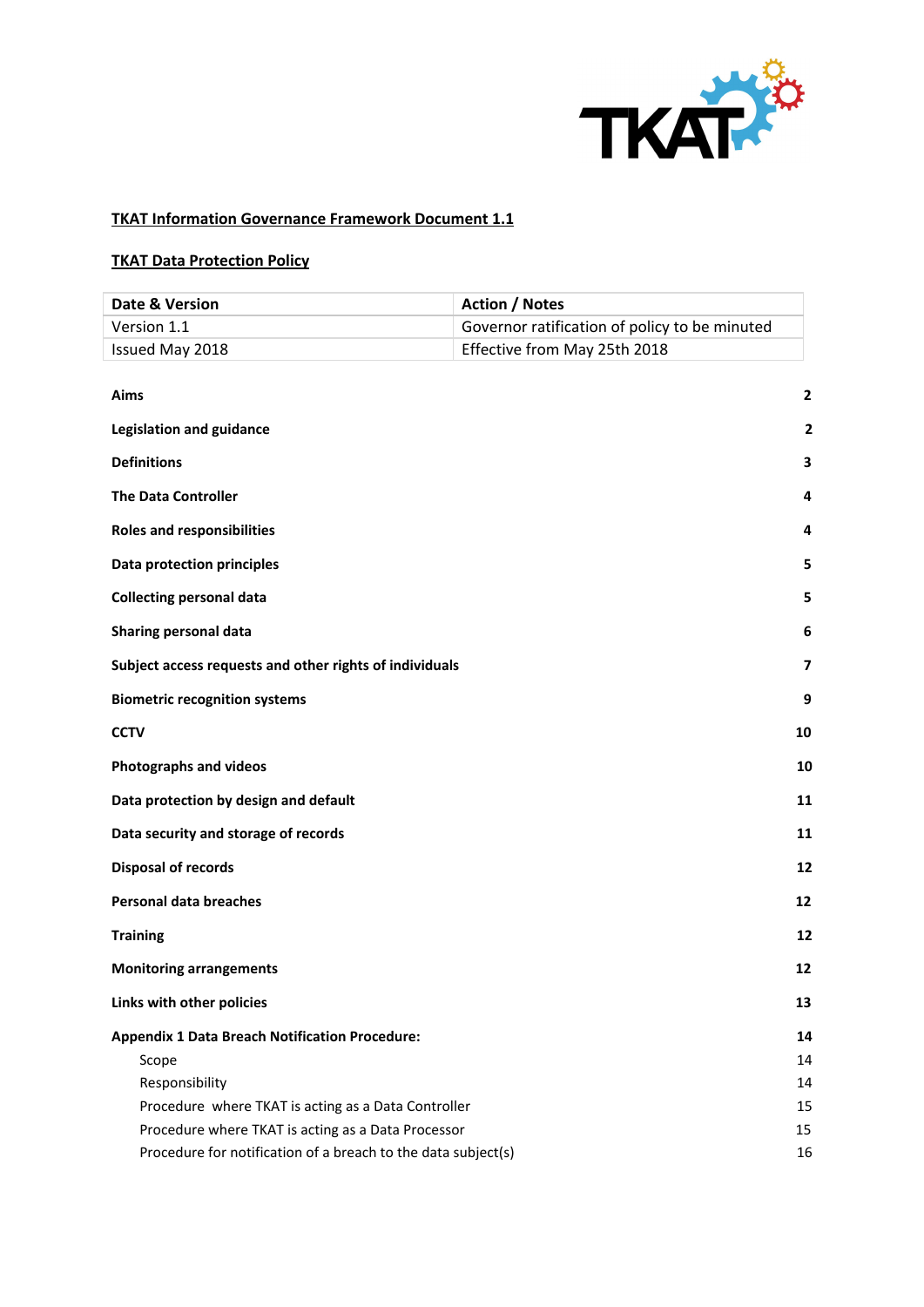**TKAT Information Governance Framework Document 1.1**

**TKAT Data Protection Policy**

| Date & Version | Action / Notes |
|---|---|
| Version 1.1 | Governor ratification of policy to be minuted |
| Issued May 2018 | Effective from May 25th 2018 |

| | |
|---|---|
| **Aims** | **2** |
| **Legislation and guidance** | **2** |
| **Definitions** | **3** |
| **The Data Controller** | **4** |
| **Roles and responsibilities** | **4** |
| **Data protection principles** | **5** |
| **Collecting personal data** | **5** |
| **Sharing personal data** | **6** |
| **Subject access requests and other rights of individuals** | **7** |
| **Biometric recognition systems** | **9** |
| **CCTV** | **10** |
| **Photographs and videos** | **10** |
| **Data protection by design and default** | **11** |
| **Data security and storage of records** | **11** |
| **Disposal of records** | **12** |
| **Personal data breaches** | **12** |
| **Training** | **12** |
| **Monitoring arrangements** | **12** |
| **Links with other policies** | **13** |
| **Appendix 1 Data Breach Notification Procedure:** | **14** |
| Scope | 14 |
| Responsibility | 14 |
| Procedure where TKAT is acting as a Data Controller | 15 |
| Procedure where TKAT is acting as a Data Processor | 15 |
| Procedure for notification of a breach to the data subject(s) | 16 |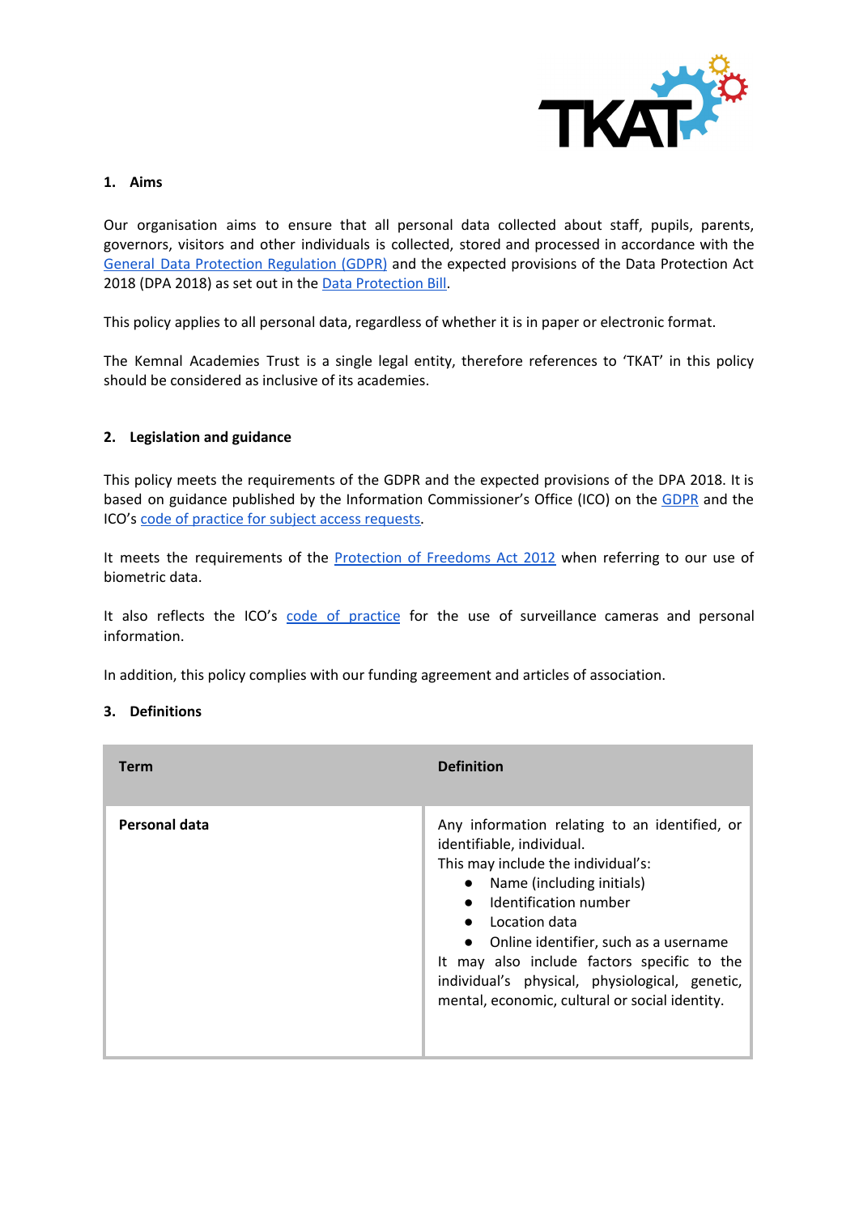## 1. Aims

Our organisation aims to ensure that all personal data collected about staff, pupils, parents, governors, visitors and other individuals is collected, stored and processed in accordance with the General Data Protection Regulation (GDPR) and the expected provisions of the Data Protection Act 2018 (DPA 2018) as set out in the Data Protection Bill.

This policy applies to all personal data, regardless of whether it is in paper or electronic format.

The Kemnal Academies Trust is a single legal entity, therefore references to 'TKAT' in this policy should be considered as inclusive of its academies.

## 2. Legislation and guidance

This policy meets the requirements of the GDPR and the expected provisions of the DPA 2018. It is based on guidance published by the Information Commissioner's Office (ICO) on the GDPR and the ICO's code of practice for subject access requests.

It meets the requirements of the Protection of Freedoms Act 2012 when referring to our use of biometric data.

It also reflects the ICO's code of practice for the use of surveillance cameras and personal information.

In addition, this policy complies with our funding agreement and articles of association.

## 3. Definitions

| Term | Definition |
|---|---|
| **Personal data** | Any information relating to an identified, or identifiable, individual.<br>This may include the individual's:<br>• Name (including initials)<br>• Identification number<br>• Location data<br>• Online identifier, such as a username<br>It may also include factors specific to the individual's physical, physiological, genetic, mental, economic, cultural or social identity. |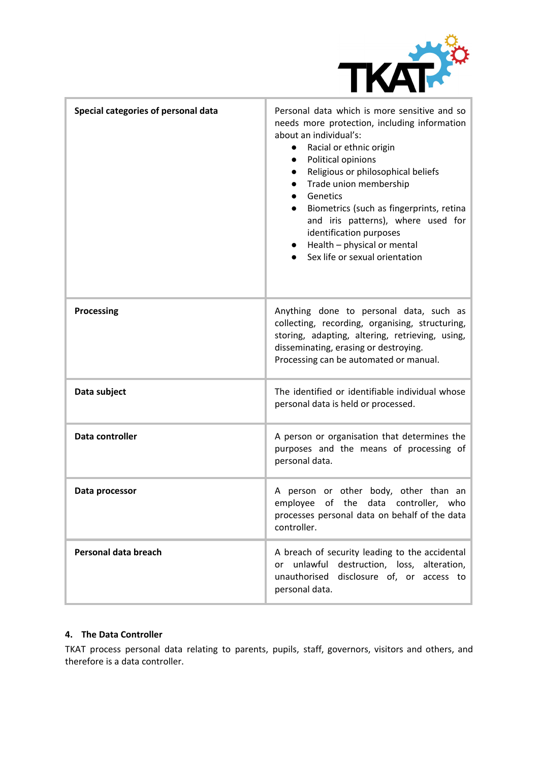| Special categories of personal data | Personal data which is more sensitive and so needs more protection, including information about an individual's:<br>● Racial or ethnic origin<br>● Political opinions<br>● Religious or philosophical beliefs<br>● Trade union membership<br>● Genetics<br>● Biometrics (such as fingerprints, retina and iris patterns), where used for identification purposes<br>● Health – physical or mental<br>● Sex life or sexual orientation |
|---|---|
| **Processing** | Anything done to personal data, such as collecting, recording, organising, structuring, storing, adapting, altering, retrieving, using, disseminating, erasing or destroying.<br>Processing can be automated or manual. |
| **Data subject** | The identified or identifiable individual whose personal data is held or processed. |
| **Data controller** | A person or organisation that determines the purposes and the means of processing of personal data. |
| **Data processor** | A person or other body, other than an employee of the data controller, who processes personal data on behalf of the data controller. |
| **Personal data breach** | A breach of security leading to the accidental or unlawful destruction, loss, alteration, unauthorised disclosure of, or access to personal data. |

### 4. The Data Controller

TKAT process personal data relating to parents, pupils, staff, governors, visitors and others, and therefore is a data controller.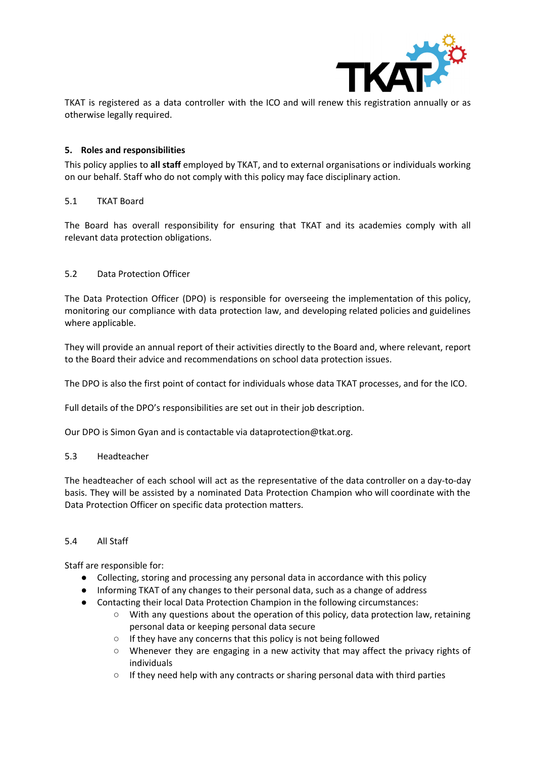TKAT is registered as a data controller with the ICO and will renew this registration annually or as otherwise legally required.

## 5. Roles and responsibilities

This policy applies to **all staff** employed by TKAT, and to external organisations or individuals working on our behalf. Staff who do not comply with this policy may face disciplinary action.

### 5.1 TKAT Board

The Board has overall responsibility for ensuring that TKAT and its academies comply with all relevant data protection obligations.

### 5.2 Data Protection Officer

The Data Protection Officer (DPO) is responsible for overseeing the implementation of this policy, monitoring our compliance with data protection law, and developing related policies and guidelines where applicable.

They will provide an annual report of their activities directly to the Board and, where relevant, report to the Board their advice and recommendations on school data protection issues.

The DPO is also the first point of contact for individuals whose data TKAT processes, and for the ICO.

Full details of the DPO's responsibilities are set out in their job description.

Our DPO is Simon Gyan and is contactable via dataprotection@tkat.org.

### 5.3 Headteacher

The headteacher of each school will act as the representative of the data controller on a day-to-day basis. They will be assisted by a nominated Data Protection Champion who will coordinate with the Data Protection Officer on specific data protection matters.

### 5.4 All Staff

Staff are responsible for:

- Collecting, storing and processing any personal data in accordance with this policy
- Informing TKAT of any changes to their personal data, such as a change of address
- Contacting their local Data Protection Champion in the following circumstances:
  - With any questions about the operation of this policy, data protection law, retaining personal data or keeping personal data secure
  - If they have any concerns that this policy is not being followed
  - Whenever they are engaging in a new activity that may affect the privacy rights of individuals
  - If they need help with any contracts or sharing personal data with third parties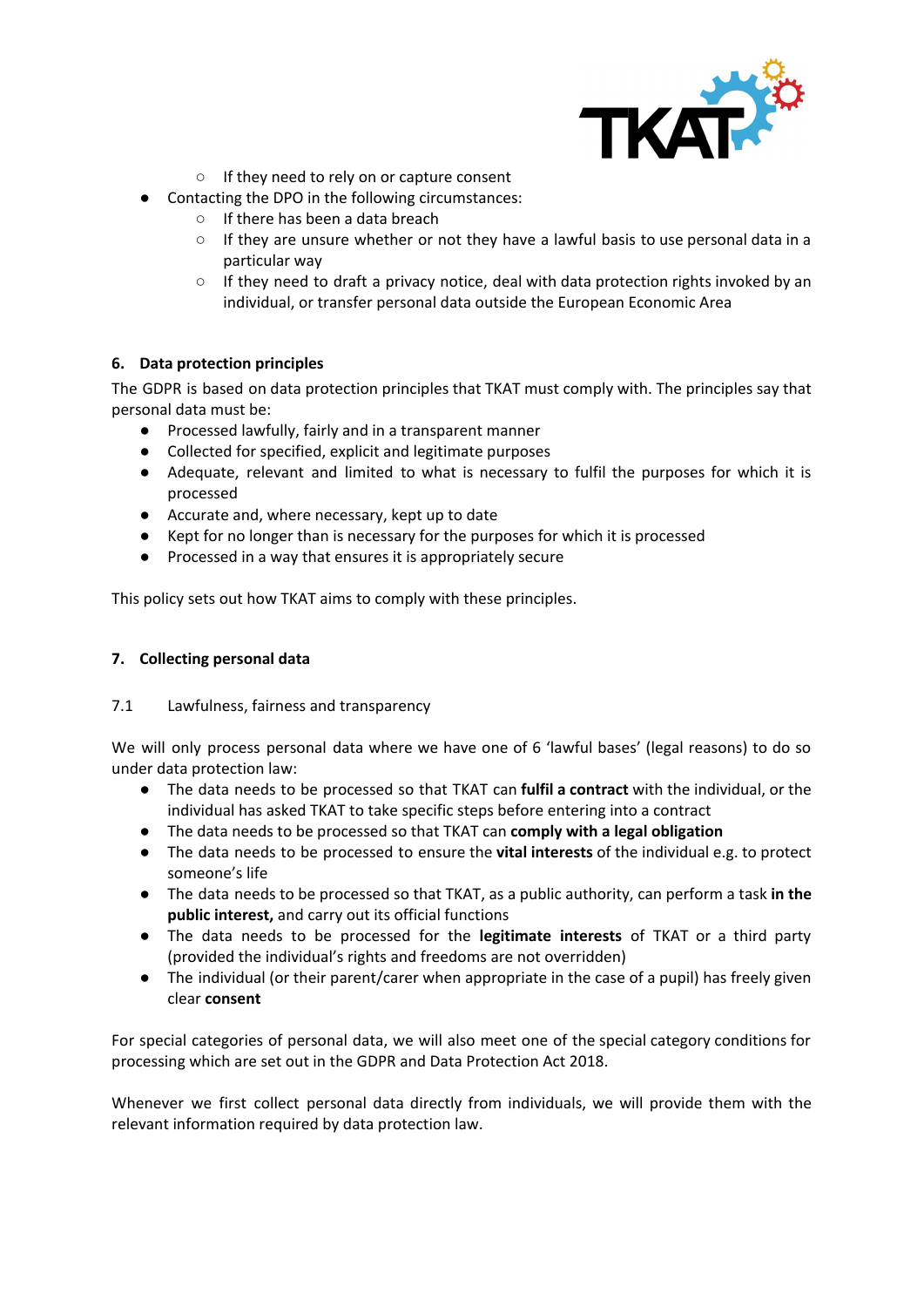- If they need to rely on or capture consent
- Contacting the DPO in the following circumstances:
    - If there has been a data breach
    - If they are unsure whether or not they have a lawful basis to use personal data in a particular way
    - If they need to draft a privacy notice, deal with data protection rights invoked by an individual, or transfer personal data outside the European Economic Area

## 6. Data protection principles

The GDPR is based on data protection principles that TKAT must comply with. The principles say that personal data must be:

- Processed lawfully, fairly and in a transparent manner
- Collected for specified, explicit and legitimate purposes
- Adequate, relevant and limited to what is necessary to fulfil the purposes for which it is processed
- Accurate and, where necessary, kept up to date
- Kept for no longer than is necessary for the purposes for which it is processed
- Processed in a way that ensures it is appropriately secure

This policy sets out how TKAT aims to comply with these principles.

## 7. Collecting personal data

### 7.1 Lawfulness, fairness and transparency

We will only process personal data where we have one of 6 'lawful bases' (legal reasons) to do so under data protection law:

- The data needs to be processed so that TKAT can **fulfil a contract** with the individual, or the individual has asked TKAT to take specific steps before entering into a contract
- The data needs to be processed so that TKAT can **comply with a legal obligation**
- The data needs to be processed to ensure the **vital interests** of the individual e.g. to protect someone's life
- The data needs to be processed so that TKAT, as a public authority, can perform a task **in the public interest,** and carry out its official functions
- The data needs to be processed for the **legitimate interests** of TKAT or a third party (provided the individual's rights and freedoms are not overridden)
- The individual (or their parent/carer when appropriate in the case of a pupil) has freely given clear **consent**

For special categories of personal data, we will also meet one of the special category conditions for processing which are set out in the GDPR and Data Protection Act 2018.

Whenever we first collect personal data directly from individuals, we will provide them with the relevant information required by data protection law.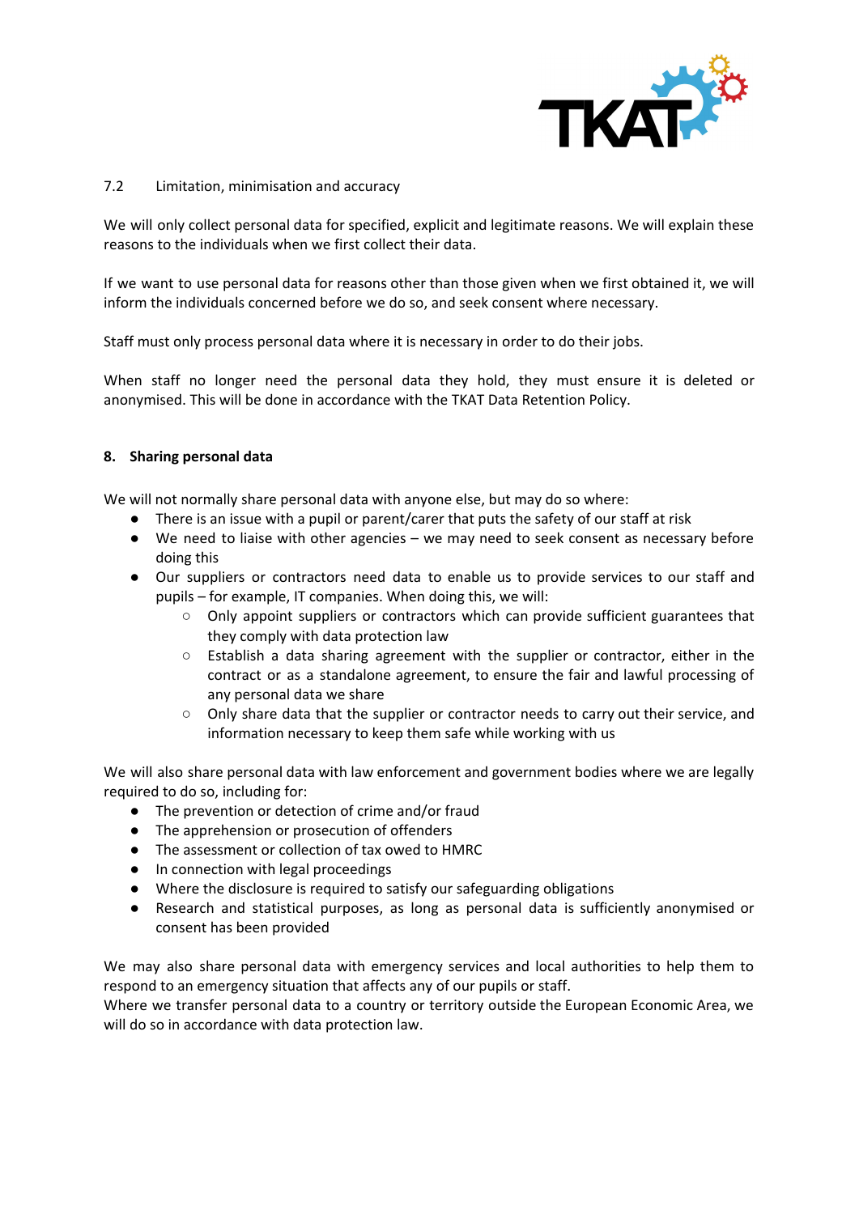### 7.2 Limitation, minimisation and accuracy

We will only collect personal data for specified, explicit and legitimate reasons. We will explain these reasons to the individuals when we first collect their data.

If we want to use personal data for reasons other than those given when we first obtained it, we will inform the individuals concerned before we do so, and seek consent where necessary.

Staff must only process personal data where it is necessary in order to do their jobs.

When staff no longer need the personal data they hold, they must ensure it is deleted or anonymised. This will be done in accordance with the TKAT Data Retention Policy.

## 8. Sharing personal data

We will not normally share personal data with anyone else, but may do so where:

- There is an issue with a pupil or parent/carer that puts the safety of our staff at risk
- We need to liaise with other agencies – we may need to seek consent as necessary before doing this
- Our suppliers or contractors need data to enable us to provide services to our staff and pupils – for example, IT companies. When doing this, we will:
    - Only appoint suppliers or contractors which can provide sufficient guarantees that they comply with data protection law
    - Establish a data sharing agreement with the supplier or contractor, either in the contract or as a standalone agreement, to ensure the fair and lawful processing of any personal data we share
    - Only share data that the supplier or contractor needs to carry out their service, and information necessary to keep them safe while working with us

We will also share personal data with law enforcement and government bodies where we are legally required to do so, including for:

- The prevention or detection of crime and/or fraud
- The apprehension or prosecution of offenders
- The assessment or collection of tax owed to HMRC
- In connection with legal proceedings
- Where the disclosure is required to satisfy our safeguarding obligations
- Research and statistical purposes, as long as personal data is sufficiently anonymised or consent has been provided

We may also share personal data with emergency services and local authorities to help them to respond to an emergency situation that affects any of our pupils or staff.
Where we transfer personal data to a country or territory outside the European Economic Area, we will do so in accordance with data protection law.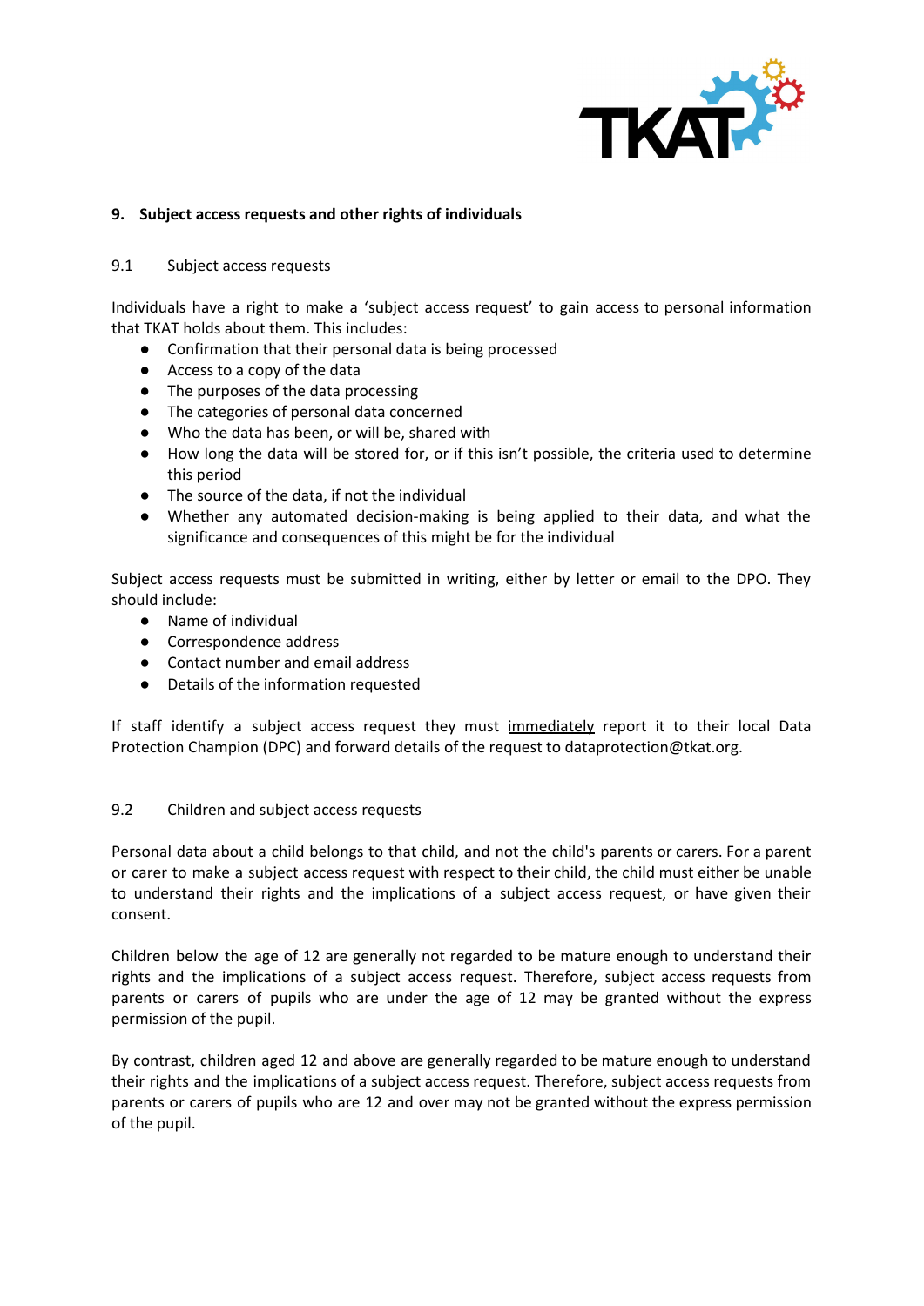## 9. Subject access requests and other rights of individuals

### 9.1 Subject access requests

Individuals have a right to make a 'subject access request' to gain access to personal information that TKAT holds about them. This includes:

- Confirmation that their personal data is being processed
- Access to a copy of the data
- The purposes of the data processing
- The categories of personal data concerned
- Who the data has been, or will be, shared with
- How long the data will be stored for, or if this isn't possible, the criteria used to determine this period
- The source of the data, if not the individual
- Whether any automated decision-making is being applied to their data, and what the significance and consequences of this might be for the individual

Subject access requests must be submitted in writing, either by letter or email to the DPO. They should include:

- Name of individual
- Correspondence address
- Contact number and email address
- Details of the information requested

If staff identify a subject access request they must <u>immediately</u> report it to their local Data Protection Champion (DPC) and forward details of the request to dataprotection@tkat.org.

### 9.2 Children and subject access requests

Personal data about a child belongs to that child, and not the child's parents or carers. For a parent or carer to make a subject access request with respect to their child, the child must either be unable to understand their rights and the implications of a subject access request, or have given their consent.

Children below the age of 12 are generally not regarded to be mature enough to understand their rights and the implications of a subject access request. Therefore, subject access requests from parents or carers of pupils who are under the age of 12 may be granted without the express permission of the pupil.

By contrast, children aged 12 and above are generally regarded to be mature enough to understand their rights and the implications of a subject access request. Therefore, subject access requests from parents or carers of pupils who are 12 and over may not be granted without the express permission of the pupil.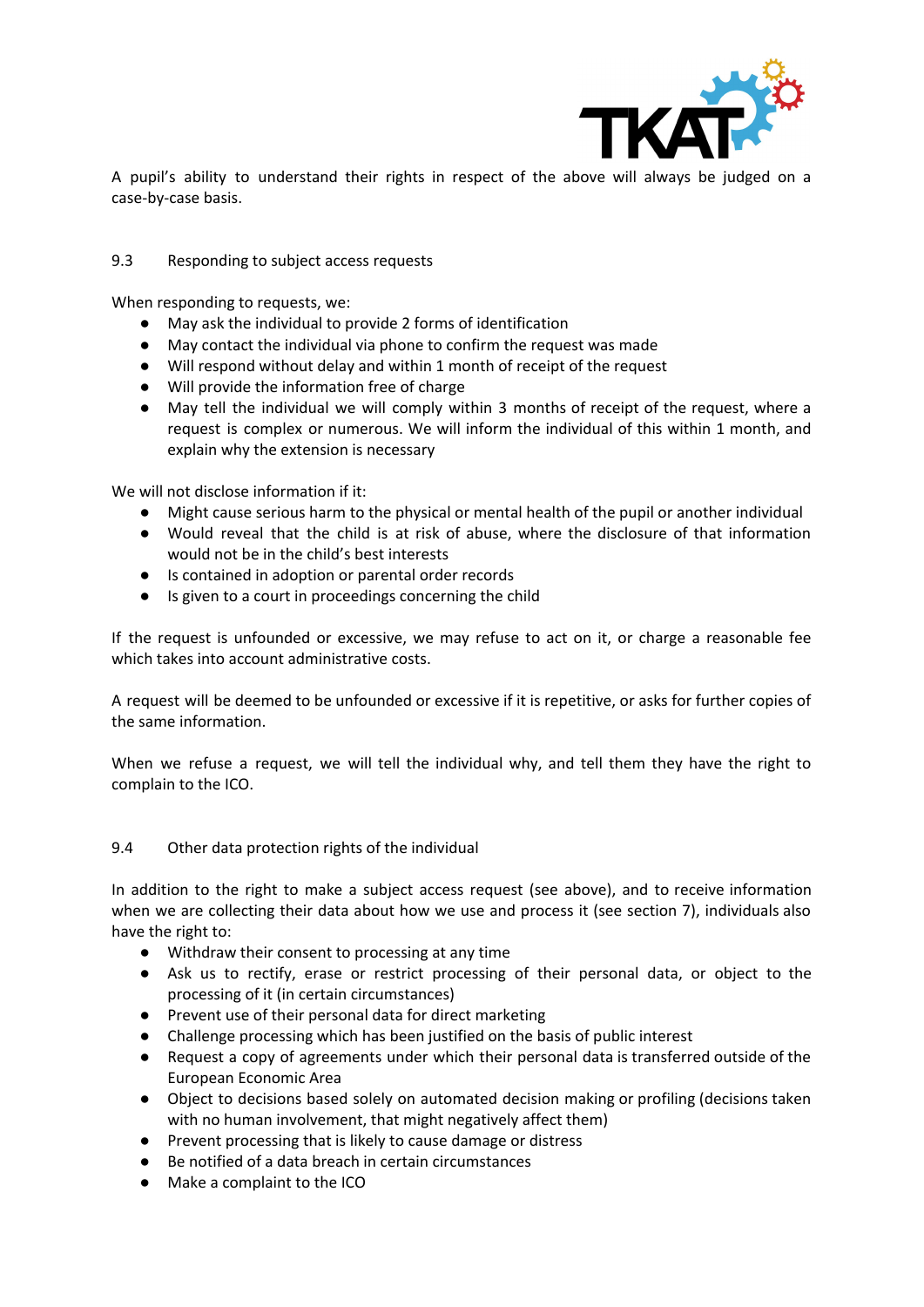A pupil's ability to understand their rights in respect of the above will always be judged on a case-by-case basis.

### 9.3 Responding to subject access requests

When responding to requests, we:

- May ask the individual to provide 2 forms of identification
- May contact the individual via phone to confirm the request was made
- Will respond without delay and within 1 month of receipt of the request
- Will provide the information free of charge
- May tell the individual we will comply within 3 months of receipt of the request, where a request is complex or numerous. We will inform the individual of this within 1 month, and explain why the extension is necessary

We will not disclose information if it:

- Might cause serious harm to the physical or mental health of the pupil or another individual
- Would reveal that the child is at risk of abuse, where the disclosure of that information would not be in the child's best interests
- Is contained in adoption or parental order records
- Is given to a court in proceedings concerning the child

If the request is unfounded or excessive, we may refuse to act on it, or charge a reasonable fee which takes into account administrative costs.

A request will be deemed to be unfounded or excessive if it is repetitive, or asks for further copies of the same information.

When we refuse a request, we will tell the individual why, and tell them they have the right to complain to the ICO.

### 9.4 Other data protection rights of the individual

In addition to the right to make a subject access request (see above), and to receive information when we are collecting their data about how we use and process it (see section 7), individuals also have the right to:

- Withdraw their consent to processing at any time
- Ask us to rectify, erase or restrict processing of their personal data, or object to the processing of it (in certain circumstances)
- Prevent use of their personal data for direct marketing
- Challenge processing which has been justified on the basis of public interest
- Request a copy of agreements under which their personal data is transferred outside of the European Economic Area
- Object to decisions based solely on automated decision making or profiling (decisions taken with no human involvement, that might negatively affect them)
- Prevent processing that is likely to cause damage or distress
- Be notified of a data breach in certain circumstances
- Make a complaint to the ICO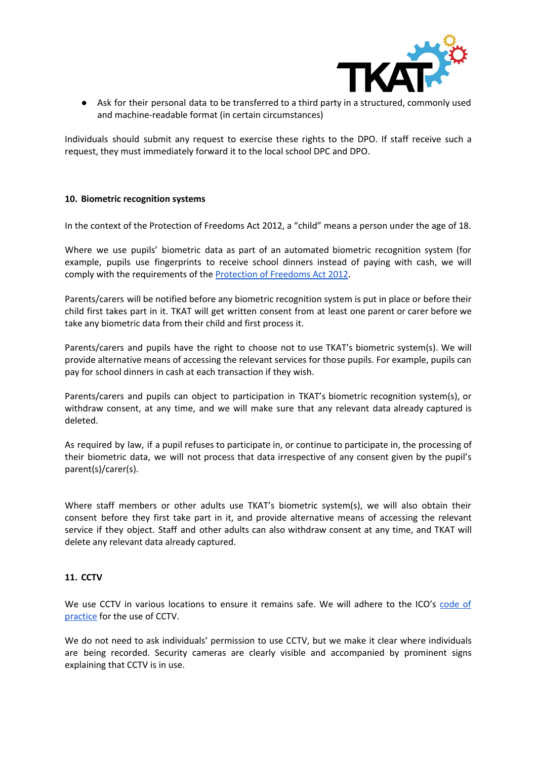- Ask for their personal data to be transferred to a third party in a structured, commonly used and machine-readable format (in certain circumstances)

Individuals should submit any request to exercise these rights to the DPO. If staff receive such a request, they must immediately forward it to the local school DPC and DPO.

**10. Biometric recognition systems**

In the context of the Protection of Freedoms Act 2012, a "child" means a person under the age of 18.

Where we use pupils' biometric data as part of an automated biometric recognition system (for example, pupils use fingerprints to receive school dinners instead of paying with cash, we will comply with the requirements of the [Protection of Freedoms Act 2012](#).

Parents/carers will be notified before any biometric recognition system is put in place or before their child first takes part in it. TKAT will get written consent from at least one parent or carer before we take any biometric data from their child and first process it.

Parents/carers and pupils have the right to choose not to use TKAT's biometric system(s). We will provide alternative means of accessing the relevant services for those pupils. For example, pupils can pay for school dinners in cash at each transaction if they wish.

Parents/carers and pupils can object to participation in TKAT's biometric recognition system(s), or withdraw consent, at any time, and we will make sure that any relevant data already captured is deleted.

As required by law, if a pupil refuses to participate in, or continue to participate in, the processing of their biometric data, we will not process that data irrespective of any consent given by the pupil's parent(s)/carer(s).

Where staff members or other adults use TKAT's biometric system(s), we will also obtain their consent before they first take part in it, and provide alternative means of accessing the relevant service if they object. Staff and other adults can also withdraw consent at any time, and TKAT will delete any relevant data already captured.

**11. CCTV**

We use CCTV in various locations to ensure it remains safe. We will adhere to the ICO's [code of practice](#) for the use of CCTV.

We do not need to ask individuals' permission to use CCTV, but we make it clear where individuals are being recorded. Security cameras are clearly visible and accompanied by prominent signs explaining that CCTV is in use.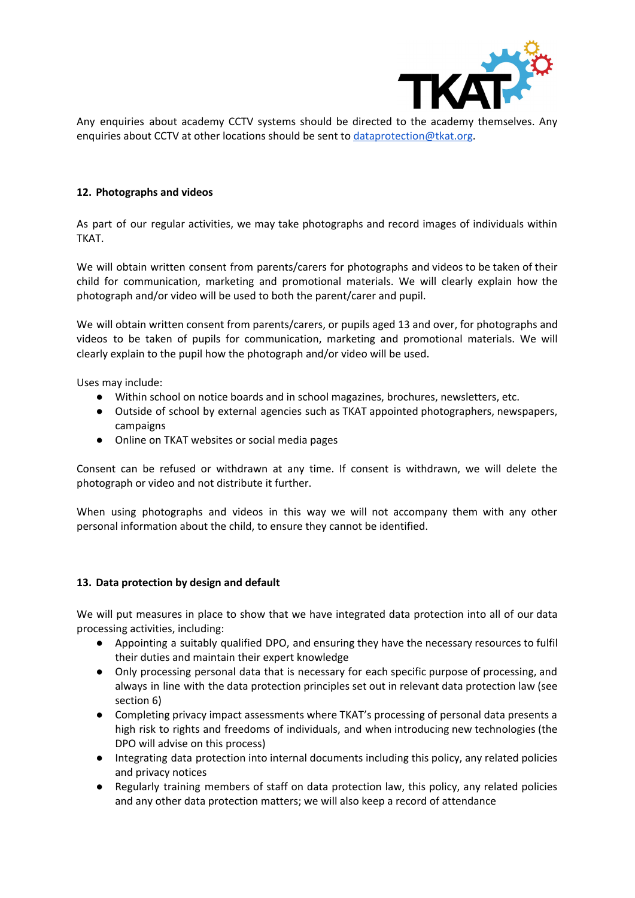Any enquiries about academy CCTV systems should be directed to the academy themselves. Any enquiries about CCTV at other locations should be sent to [dataprotection@tkat.org](mailto:dataprotection@tkat.org).

## 12. Photographs and videos

As part of our regular activities, we may take photographs and record images of individuals within TKAT.

We will obtain written consent from parents/carers for photographs and videos to be taken of their child for communication, marketing and promotional materials. We will clearly explain how the photograph and/or video will be used to both the parent/carer and pupil.

We will obtain written consent from parents/carers, or pupils aged 13 and over, for photographs and videos to be taken of pupils for communication, marketing and promotional materials. We will clearly explain to the pupil how the photograph and/or video will be used.

Uses may include:

- Within school on notice boards and in school magazines, brochures, newsletters, etc.
- Outside of school by external agencies such as TKAT appointed photographers, newspapers, campaigns
- Online on TKAT websites or social media pages

Consent can be refused or withdrawn at any time. If consent is withdrawn, we will delete the photograph or video and not distribute it further.

When using photographs and videos in this way we will not accompany them with any other personal information about the child, to ensure they cannot be identified.

## 13. Data protection by design and default

We will put measures in place to show that we have integrated data protection into all of our data processing activities, including:

- Appointing a suitably qualified DPO, and ensuring they have the necessary resources to fulfil their duties and maintain their expert knowledge
- Only processing personal data that is necessary for each specific purpose of processing, and always in line with the data protection principles set out in relevant data protection law (see section 6)
- Completing privacy impact assessments where TKAT's processing of personal data presents a high risk to rights and freedoms of individuals, and when introducing new technologies (the DPO will advise on this process)
- Integrating data protection into internal documents including this policy, any related policies and privacy notices
- Regularly training members of staff on data protection law, this policy, any related policies and any other data protection matters; we will also keep a record of attendance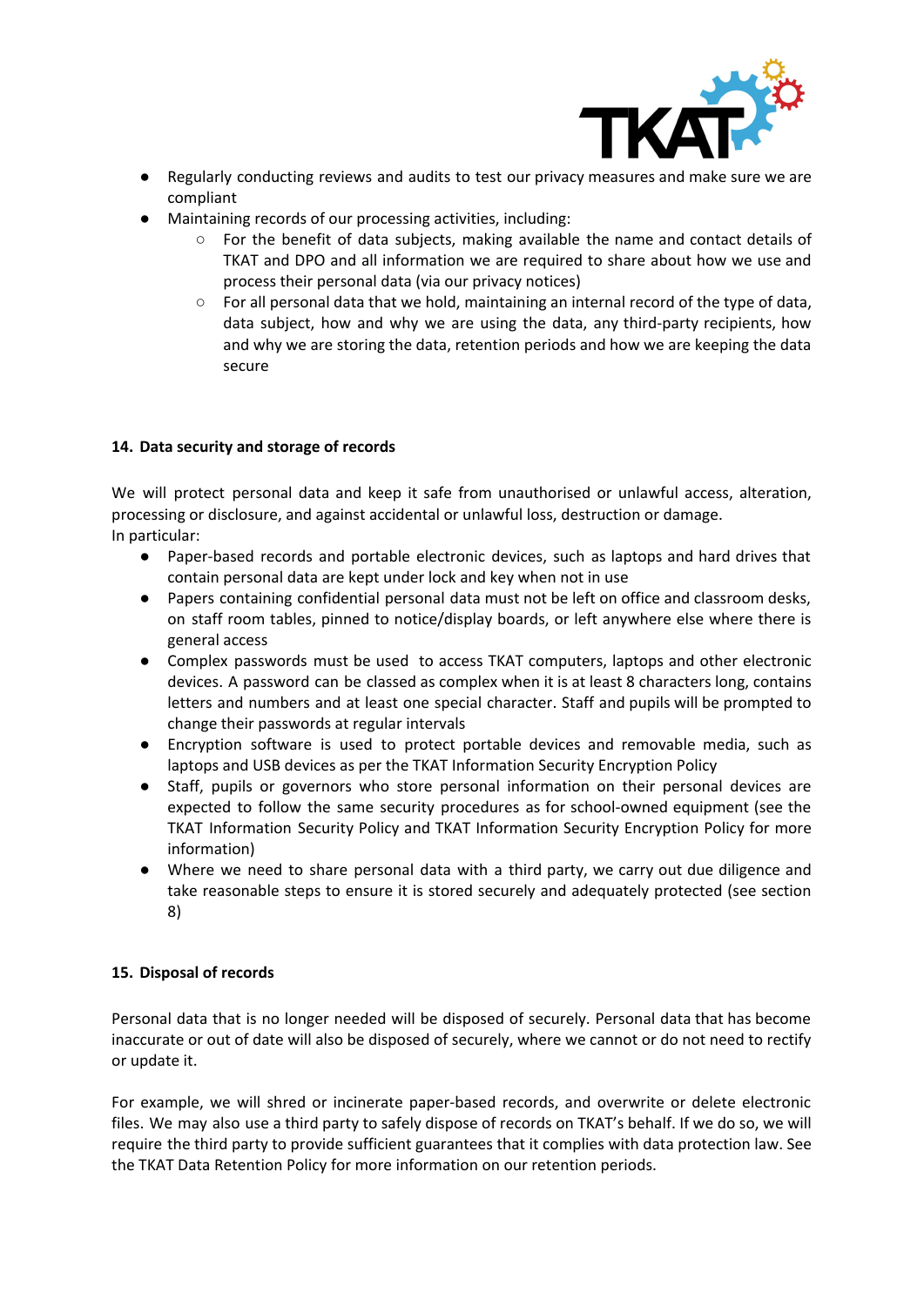- Regularly conducting reviews and audits to test our privacy measures and make sure we are compliant
- Maintaining records of our processing activities, including:
  - For the benefit of data subjects, making available the name and contact details of TKAT and DPO and all information we are required to share about how we use and process their personal data (via our privacy notices)
  - For all personal data that we hold, maintaining an internal record of the type of data, data subject, how and why we are using the data, any third-party recipients, how and why we are storing the data, retention periods and how we are keeping the data secure

## 14. Data security and storage of records

We will protect personal data and keep it safe from unauthorised or unlawful access, alteration, processing or disclosure, and against accidental or unlawful loss, destruction or damage.
In particular:

- Paper-based records and portable electronic devices, such as laptops and hard drives that contain personal data are kept under lock and key when not in use
- Papers containing confidential personal data must not be left on office and classroom desks, on staff room tables, pinned to notice/display boards, or left anywhere else where there is general access
- Complex passwords must be used to access TKAT computers, laptops and other electronic devices. A password can be classed as complex when it is at least 8 characters long, contains letters and numbers and at least one special character. Staff and pupils will be prompted to change their passwords at regular intervals
- Encryption software is used to protect portable devices and removable media, such as laptops and USB devices as per the TKAT Information Security Encryption Policy
- Staff, pupils or governors who store personal information on their personal devices are expected to follow the same security procedures as for school-owned equipment (see the TKAT Information Security Policy and TKAT Information Security Encryption Policy for more information)
- Where we need to share personal data with a third party, we carry out due diligence and take reasonable steps to ensure it is stored securely and adequately protected (see section 8)

## 15. Disposal of records

Personal data that is no longer needed will be disposed of securely. Personal data that has become inaccurate or out of date will also be disposed of securely, where we cannot or do not need to rectify or update it.

For example, we will shred or incinerate paper-based records, and overwrite or delete electronic files. We may also use a third party to safely dispose of records on TKAT's behalf. If we do so, we will require the third party to provide sufficient guarantees that it complies with data protection law. See the TKAT Data Retention Policy for more information on our retention periods.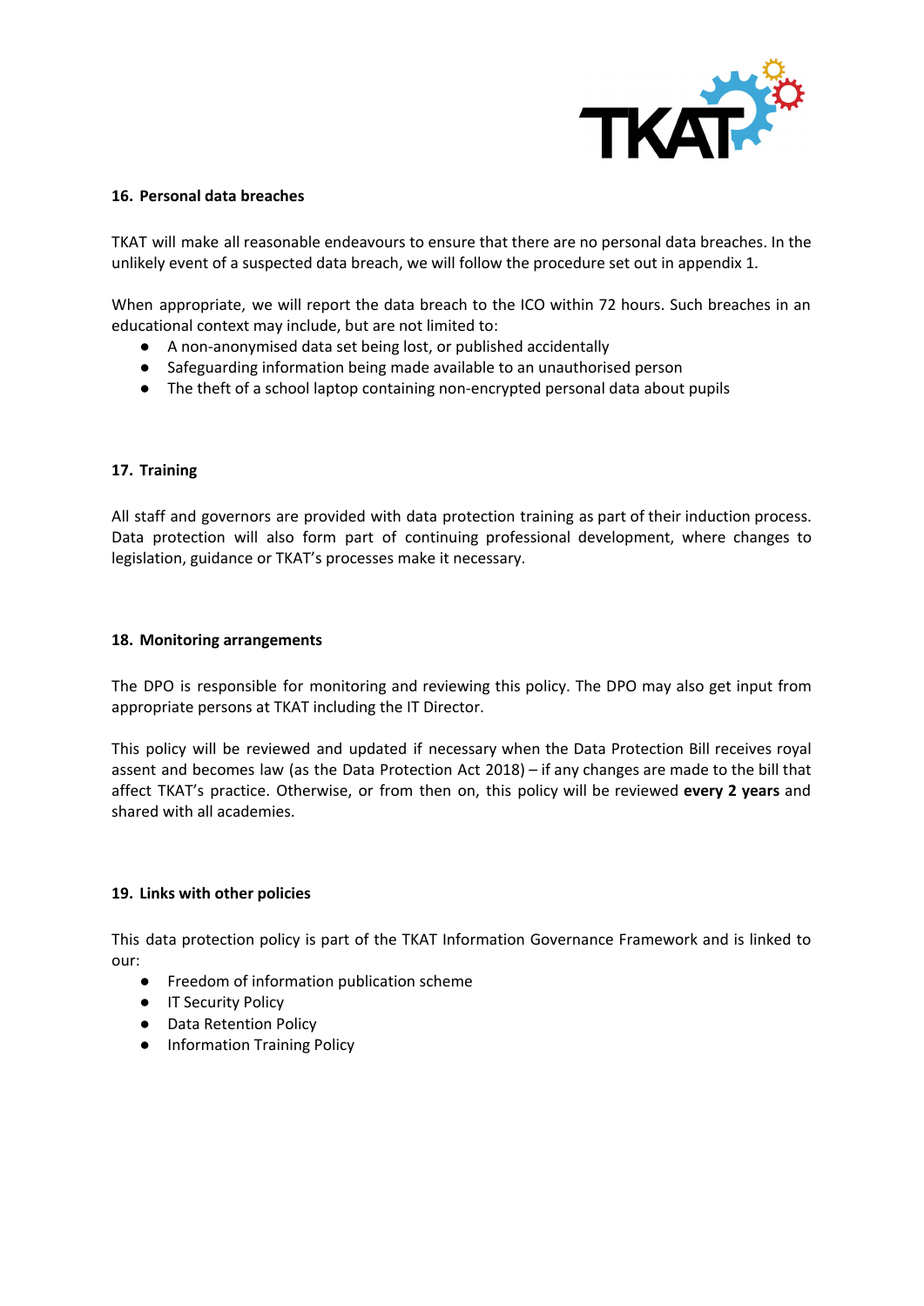## 16. Personal data breaches

TKAT will make all reasonable endeavours to ensure that there are no personal data breaches. In the unlikely event of a suspected data breach, we will follow the procedure set out in appendix 1.

When appropriate, we will report the data breach to the ICO within 72 hours. Such breaches in an educational context may include, but are not limited to:

- A non-anonymised data set being lost, or published accidentally
- Safeguarding information being made available to an unauthorised person
- The theft of a school laptop containing non-encrypted personal data about pupils

## 17. Training

All staff and governors are provided with data protection training as part of their induction process. Data protection will also form part of continuing professional development, where changes to legislation, guidance or TKAT's processes make it necessary.

## 18. Monitoring arrangements

The DPO is responsible for monitoring and reviewing this policy. The DPO may also get input from appropriate persons at TKAT including the IT Director.

This policy will be reviewed and updated if necessary when the Data Protection Bill receives royal assent and becomes law (as the Data Protection Act 2018) – if any changes are made to the bill that affect TKAT's practice. Otherwise, or from then on, this policy will be reviewed **every 2 years** and shared with all academies.

## 19. Links with other policies

This data protection policy is part of the TKAT Information Governance Framework and is linked to our:

- Freedom of information publication scheme
- IT Security Policy
- Data Retention Policy
- Information Training Policy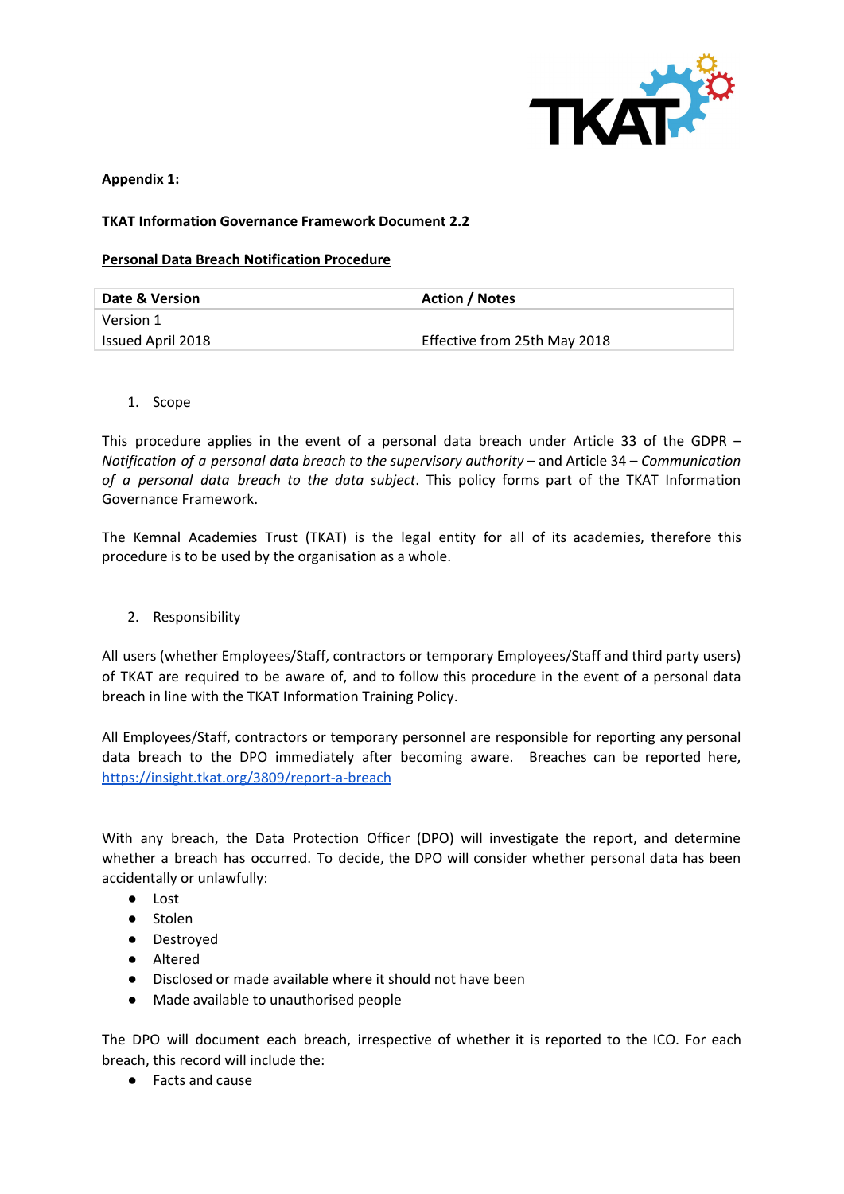**Appendix 1:**

**TKAT Information Governance Framework Document 2.2**

**Personal Data Breach Notification Procedure**

| Date & Version | Action / Notes |
|---|---|
| Version 1 | |
| Issued April 2018 | Effective from 25th May 2018 |

1. Scope

This procedure applies in the event of a personal data breach under Article 33 of the GDPR – *Notification of a personal data breach to the supervisory authority* – and Article 34 – *Communication of a personal data breach to the data subject*. This policy forms part of the TKAT Information Governance Framework.

The Kemnal Academies Trust (TKAT) is the legal entity for all of its academies, therefore this procedure is to be used by the organisation as a whole.

2. Responsibility

All users (whether Employees/Staff, contractors or temporary Employees/Staff and third party users) of TKAT are required to be aware of, and to follow this procedure in the event of a personal data breach in line with the TKAT Information Training Policy.

All Employees/Staff, contractors or temporary personnel are responsible for reporting any personal data breach to the DPO immediately after becoming aware. Breaches can be reported here, [https://insight.tkat.org/3809/report-a-breach](https://insight.tkat.org/3809/report-a-breach)

With any breach, the Data Protection Officer (DPO) will investigate the report, and determine whether a breach has occurred. To decide, the DPO will consider whether personal data has been accidentally or unlawfully:

- Lost
- Stolen
- Destroyed
- Altered
- Disclosed or made available where it should not have been
- Made available to unauthorised people

The DPO will document each breach, irrespective of whether it is reported to the ICO. For each breach, this record will include the:

- Facts and cause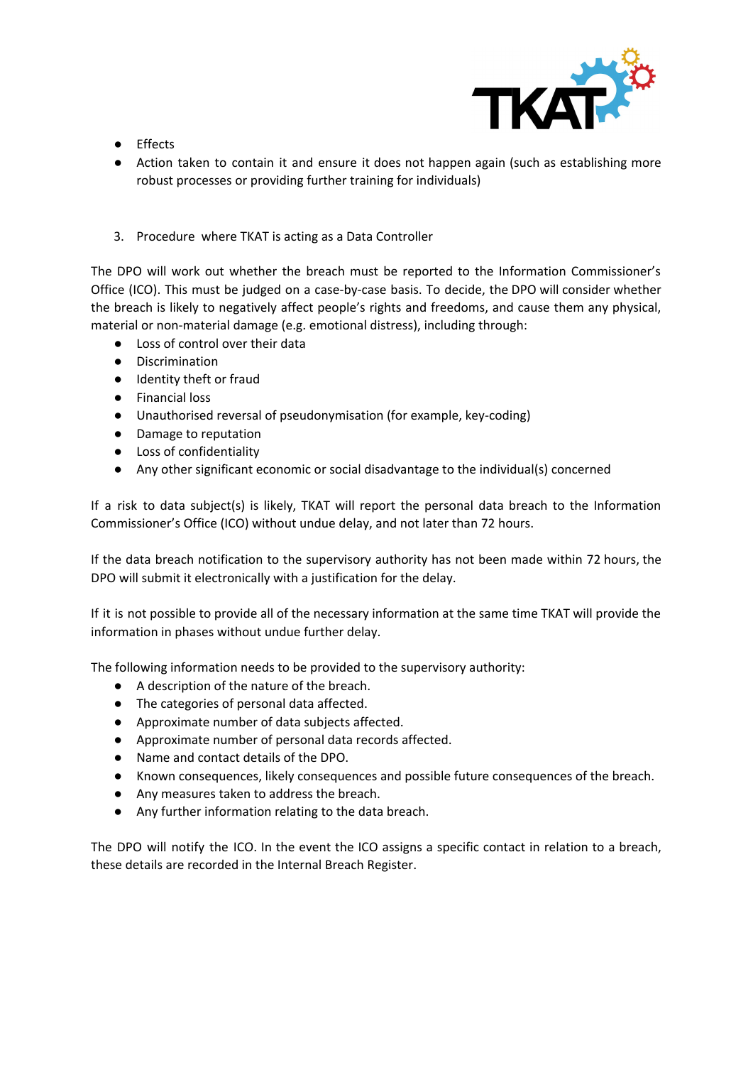- Effects
- Action taken to contain it and ensure it does not happen again (such as establishing more robust processes or providing further training for individuals)

3. Procedure where TKAT is acting as a Data Controller

The DPO will work out whether the breach must be reported to the Information Commissioner's Office (ICO). This must be judged on a case-by-case basis. To decide, the DPO will consider whether the breach is likely to negatively affect people's rights and freedoms, and cause them any physical, material or non-material damage (e.g. emotional distress), including through:

- Loss of control over their data
- Discrimination
- Identity theft or fraud
- Financial loss
- Unauthorised reversal of pseudonymisation (for example, key-coding)
- Damage to reputation
- Loss of confidentiality
- Any other significant economic or social disadvantage to the individual(s) concerned

If a risk to data subject(s) is likely, TKAT will report the personal data breach to the Information Commissioner's Office (ICO) without undue delay, and not later than 72 hours.

If the data breach notification to the supervisory authority has not been made within 72 hours, the DPO will submit it electronically with a justification for the delay.

If it is not possible to provide all of the necessary information at the same time TKAT will provide the information in phases without undue further delay.

The following information needs to be provided to the supervisory authority:

- A description of the nature of the breach.
- The categories of personal data affected.
- Approximate number of data subjects affected.
- Approximate number of personal data records affected.
- Name and contact details of the DPO.
- Known consequences, likely consequences and possible future consequences of the breach.
- Any measures taken to address the breach.
- Any further information relating to the data breach.

The DPO will notify the ICO. In the event the ICO assigns a specific contact in relation to a breach, these details are recorded in the Internal Breach Register.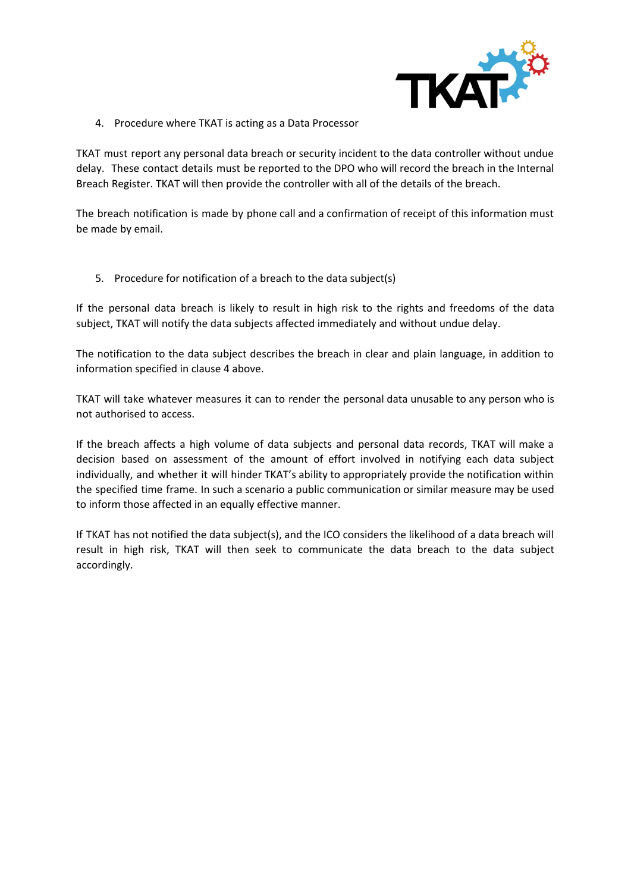4. Procedure where TKAT is acting as a Data Processor

TKAT must report any personal data breach or security incident to the data controller without undue delay. These contact details must be reported to the DPO who will record the breach in the Internal Breach Register. TKAT will then provide the controller with all of the details of the breach.

The breach notification is made by phone call and a confirmation of receipt of this information must be made by email.

5. Procedure for notification of a breach to the data subject(s)

If the personal data breach is likely to result in high risk to the rights and freedoms of the data subject, TKAT will notify the data subjects affected immediately and without undue delay.

The notification to the data subject describes the breach in clear and plain language, in addition to information specified in clause 4 above.

TKAT will take whatever measures it can to render the personal data unusable to any person who is not authorised to access.

If the breach affects a high volume of data subjects and personal data records, TKAT will make a decision based on assessment of the amount of effort involved in notifying each data subject individually, and whether it will hinder TKAT's ability to appropriately provide the notification within the specified time frame. In such a scenario a public communication or similar measure may be used to inform those affected in an equally effective manner.

If TKAT has not notified the data subject(s), and the ICO considers the likelihood of a data breach will result in high risk, TKAT will then seek to communicate the data breach to the data subject accordingly.